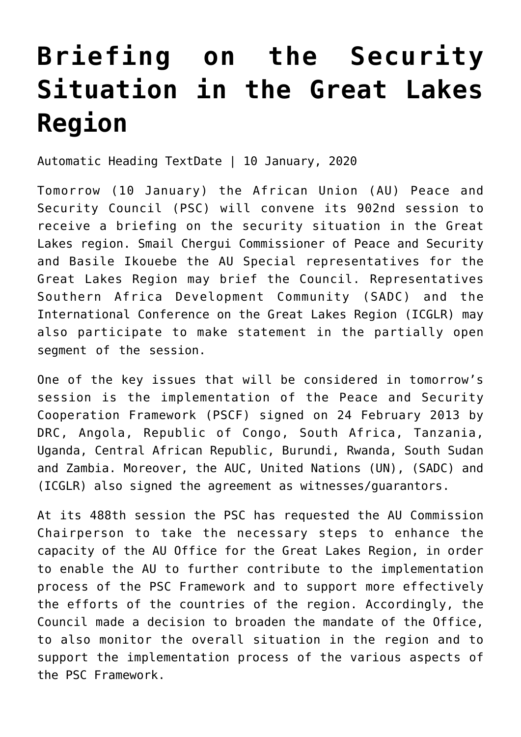# Briefing on the Security Situation in the Great Lakes Region

Automatic Heading TextDate | 10 January, 2020

Tomorrow (10 January) the African Union (AU) Peace and Security Council (PSC) will convene its 902nd session to receive a briefing on the security situation in the Great Lakes region. Smail Chergui Commissioner of Peace and Security and Basile Ikouebe the AU Special representatives for the Great Lakes Region may brief the Council. Representatives Southern Africa Development Community (SADC) and the International Conference on the Great Lakes Region (ICGLR) may also participate to make statement in the partially open segment of the session.

One of the key issues that will be considered in tomorrow's session is the implementation of the Peace and Security Cooperation Framework (PSCF) signed on 24 February 2013 by DRC, Angola, Republic of Congo, South Africa, Tanzania, Uganda, Central African Republic, Burundi, Rwanda, South Sudan and Zambia. Moreover, the AUC, United Nations (UN), (SADC) and (ICGLR) also signed the agreement as witnesses/guarantors.

At its 488th session the PSC has requested the AU Commission Chairperson to take the necessary steps to enhance the capacity of the AU Office for the Great Lakes Region, in order to enable the AU to further contribute to the implementation process of the PSC Framework and to support more effectively the efforts of the countries of the region. Accordingly, the Council made a decision to broaden the mandate of the Office, to also monitor the overall situation in the region and to support the implementation process of the various aspects of the PSC Framework.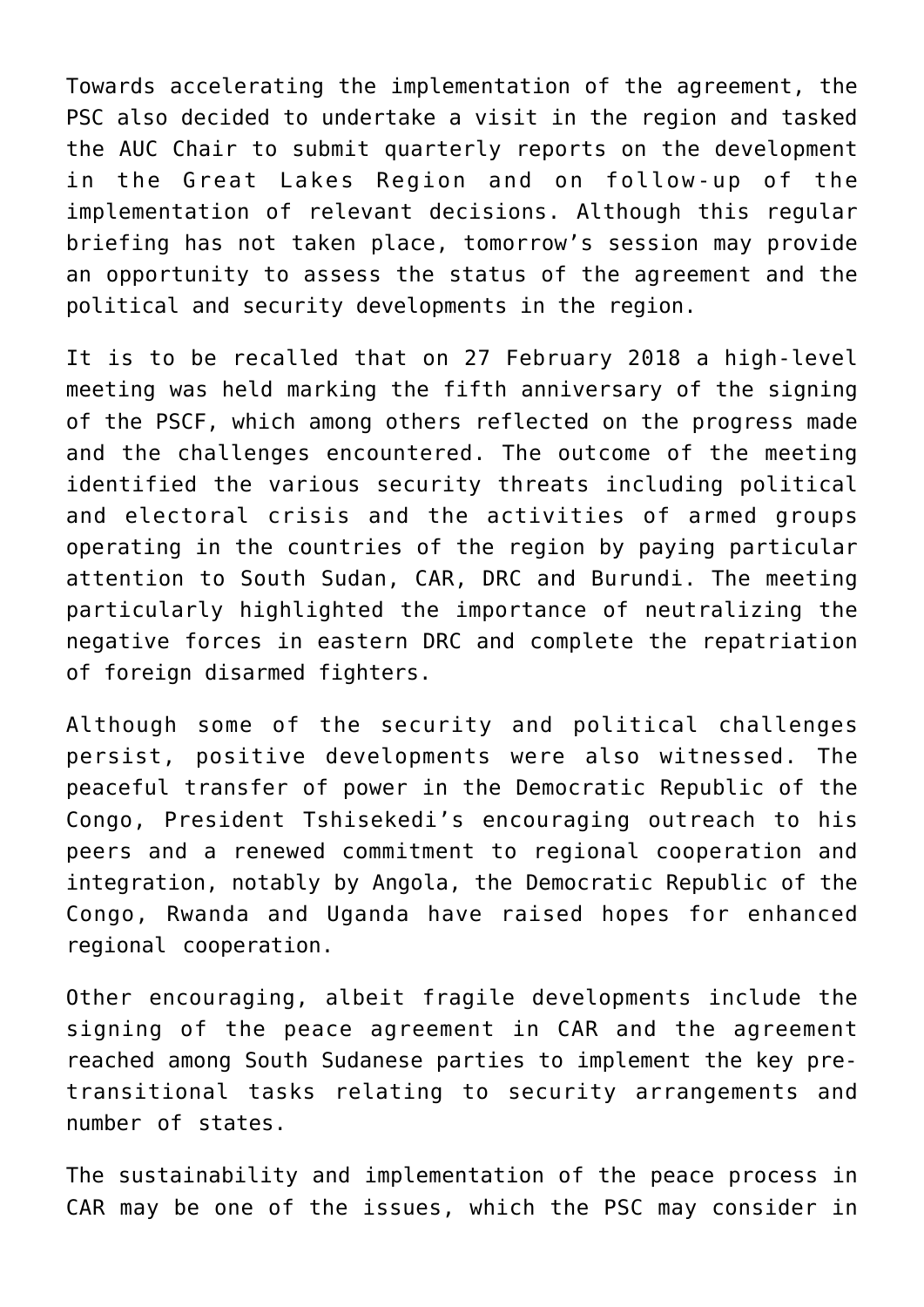Towards accelerating the implementation of the agreement, the PSC also decided to undertake a visit in the region and tasked the AUC Chair to submit quarterly reports on the development in the Great Lakes Region and on follow-up of the implementation of relevant decisions. Although this regular briefing has not taken place, tomorrow's session may provide an opportunity to assess the status of the agreement and the political and security developments in the region.

It is to be recalled that on 27 February 2018 a high-level meeting was held marking the fifth anniversary of the signing of the PSCF, which among others reflected on the progress made and the challenges encountered. The outcome of the meeting identified the various security threats including political and electoral crisis and the activities of armed groups operating in the countries of the region by paying particular attention to South Sudan, CAR, DRC and Burundi. The meeting particularly highlighted the importance of neutralizing the negative forces in eastern DRC and complete the repatriation of foreign disarmed fighters.

Although some of the security and political challenges persist, positive developments were also witnessed. The peaceful transfer of power in the Democratic Republic of the Congo, President Tshisekedi's encouraging outreach to his peers and a renewed commitment to regional cooperation and integration, notably by Angola, the Democratic Republic of the Congo, Rwanda and Uganda have raised hopes for enhanced regional cooperation.

Other encouraging, albeit fragile developments include the signing of the peace agreement in CAR and the agreement reached among South Sudanese parties to implement the key pre-transitional tasks relating to security arrangements and number of states.

The sustainability and implementation of the peace process in CAR may be one of the issues, which the PSC may consider in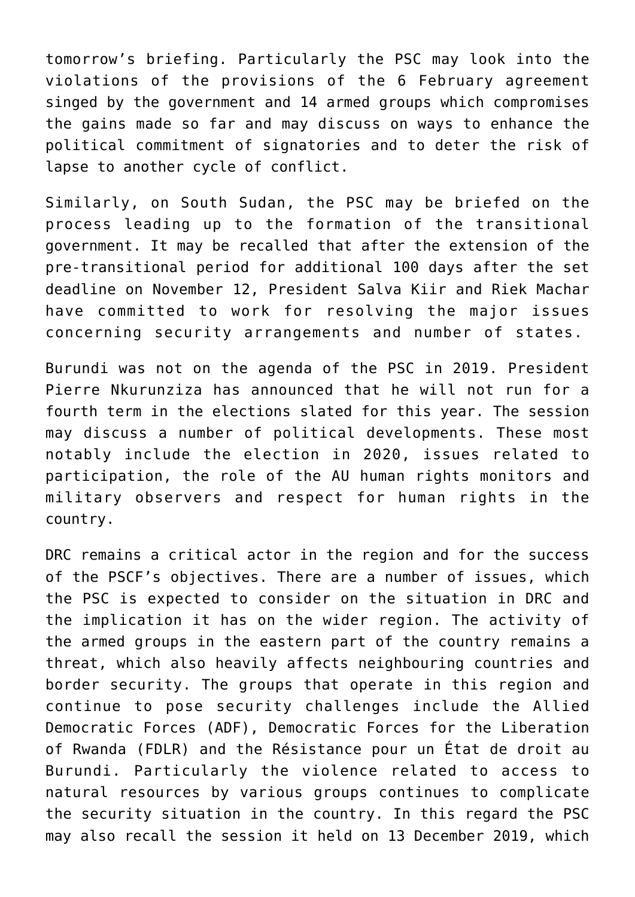tomorrow's briefing. Particularly the PSC may look into the violations of the provisions of the 6 February agreement singed by the government and 14 armed groups which compromises the gains made so far and may discuss on ways to enhance the political commitment of signatories and to deter the risk of lapse to another cycle of conflict.

Similarly, on South Sudan, the PSC may be briefed on the process leading up to the formation of the transitional government. It may be recalled that after the extension of the pre-transitional period for additional 100 days after the set deadline on November 12, President Salva Kiir and Riek Machar have committed to work for resolving the major issues concerning security arrangements and number of states.

Burundi was not on the agenda of the PSC in 2019. President Pierre Nkurunziza has announced that he will not run for a fourth term in the elections slated for this year. The session may discuss a number of political developments. These most notably include the election in 2020, issues related to participation, the role of the AU human rights monitors and military observers and respect for human rights in the country.

DRC remains a critical actor in the region and for the success of the PSCF's objectives. There are a number of issues, which the PSC is expected to consider on the situation in DRC and the implication it has on the wider region. The activity of the armed groups in the eastern part of the country remains a threat, which also heavily affects neighbouring countries and border security. The groups that operate in this region and continue to pose security challenges include the Allied Democratic Forces (ADF), Democratic Forces for the Liberation of Rwanda (FDLR) and the Résistance pour un État de droit au Burundi. Particularly the violence related to access to natural resources by various groups continues to complicate the security situation in the country. In this regard the PSC may also recall the session it held on 13 December 2019, which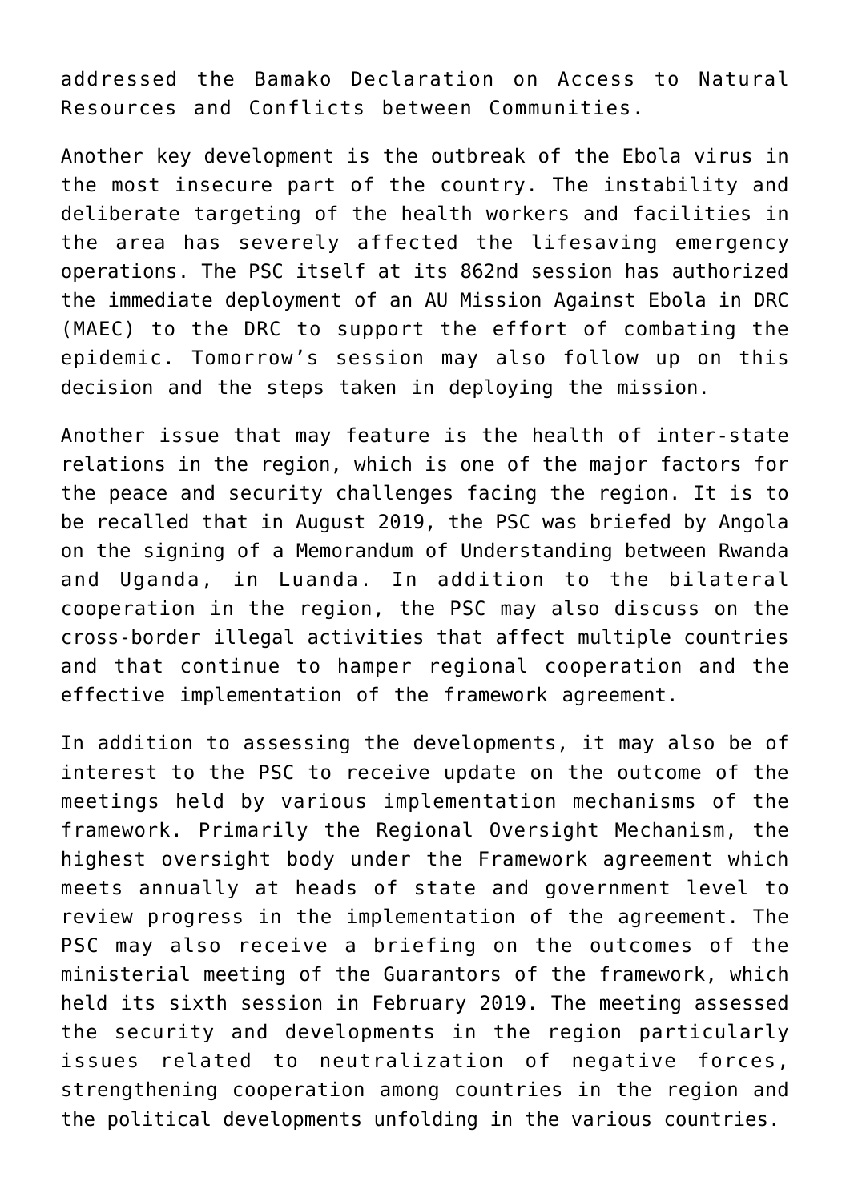addressed the Bamako Declaration on Access to Natural Resources and Conflicts between Communities.

Another key development is the outbreak of the Ebola virus in the most insecure part of the country. The instability and deliberate targeting of the health workers and facilities in the area has severely affected the lifesaving emergency operations. The PSC itself at its 862nd session has authorized the immediate deployment of an AU Mission Against Ebola in DRC (MAEC) to the DRC to support the effort of combating the epidemic. Tomorrow's session may also follow up on this decision and the steps taken in deploying the mission.

Another issue that may feature is the health of inter-state relations in the region, which is one of the major factors for the peace and security challenges facing the region. It is to be recalled that in August 2019, the PSC was briefed by Angola on the signing of a Memorandum of Understanding between Rwanda and Uganda, in Luanda. In addition to the bilateral cooperation in the region, the PSC may also discuss on the cross-border illegal activities that affect multiple countries and that continue to hamper regional cooperation and the effective implementation of the framework agreement.

In addition to assessing the developments, it may also be of interest to the PSC to receive update on the outcome of the meetings held by various implementation mechanisms of the framework. Primarily the Regional Oversight Mechanism, the highest oversight body under the Framework agreement which meets annually at heads of state and government level to review progress in the implementation of the agreement. The PSC may also receive a briefing on the outcomes of the ministerial meeting of the Guarantors of the framework, which held its sixth session in February 2019. The meeting assessed the security and developments in the region particularly issues related to neutralization of negative forces, strengthening cooperation among countries in the region and the political developments unfolding in the various countries.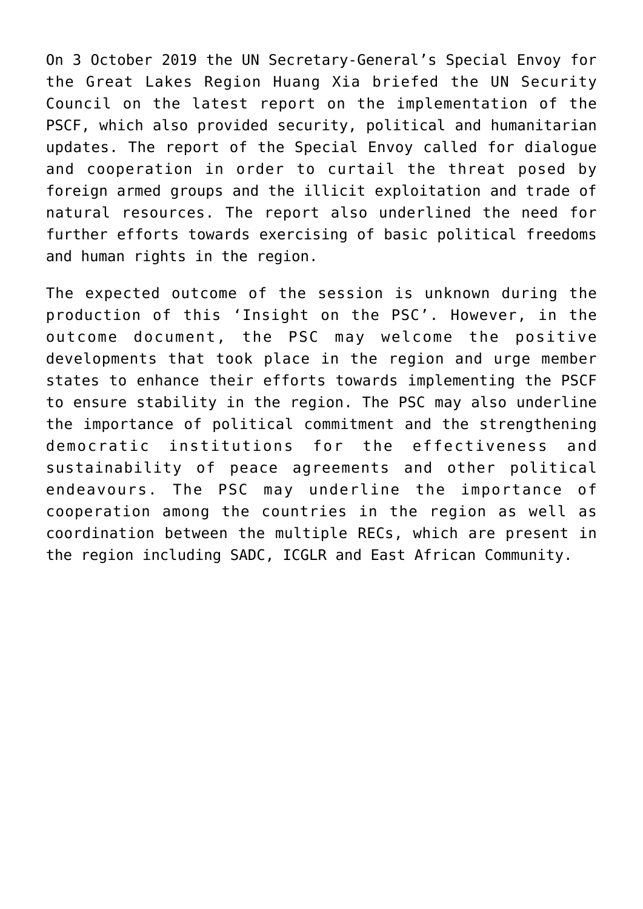On 3 October 2019 the UN Secretary-General's Special Envoy for the Great Lakes Region Huang Xia briefed the UN Security Council on the latest report on the implementation of the PSCF, which also provided security, political and humanitarian updates. The report of the Special Envoy called for dialogue and cooperation in order to curtail the threat posed by foreign armed groups and the illicit exploitation and trade of natural resources. The report also underlined the need for further efforts towards exercising of basic political freedoms and human rights in the region.

The expected outcome of the session is unknown during the production of this 'Insight on the PSC'. However, in the outcome document, the PSC may welcome the positive developments that took place in the region and urge member states to enhance their efforts towards implementing the PSCF to ensure stability in the region. The PSC may also underline the importance of political commitment and the strengthening democratic institutions for the effectiveness and sustainability of peace agreements and other political endeavours. The PSC may underline the importance of cooperation among the countries in the region as well as coordination between the multiple RECs, which are present in the region including SADC, ICGLR and East African Community.